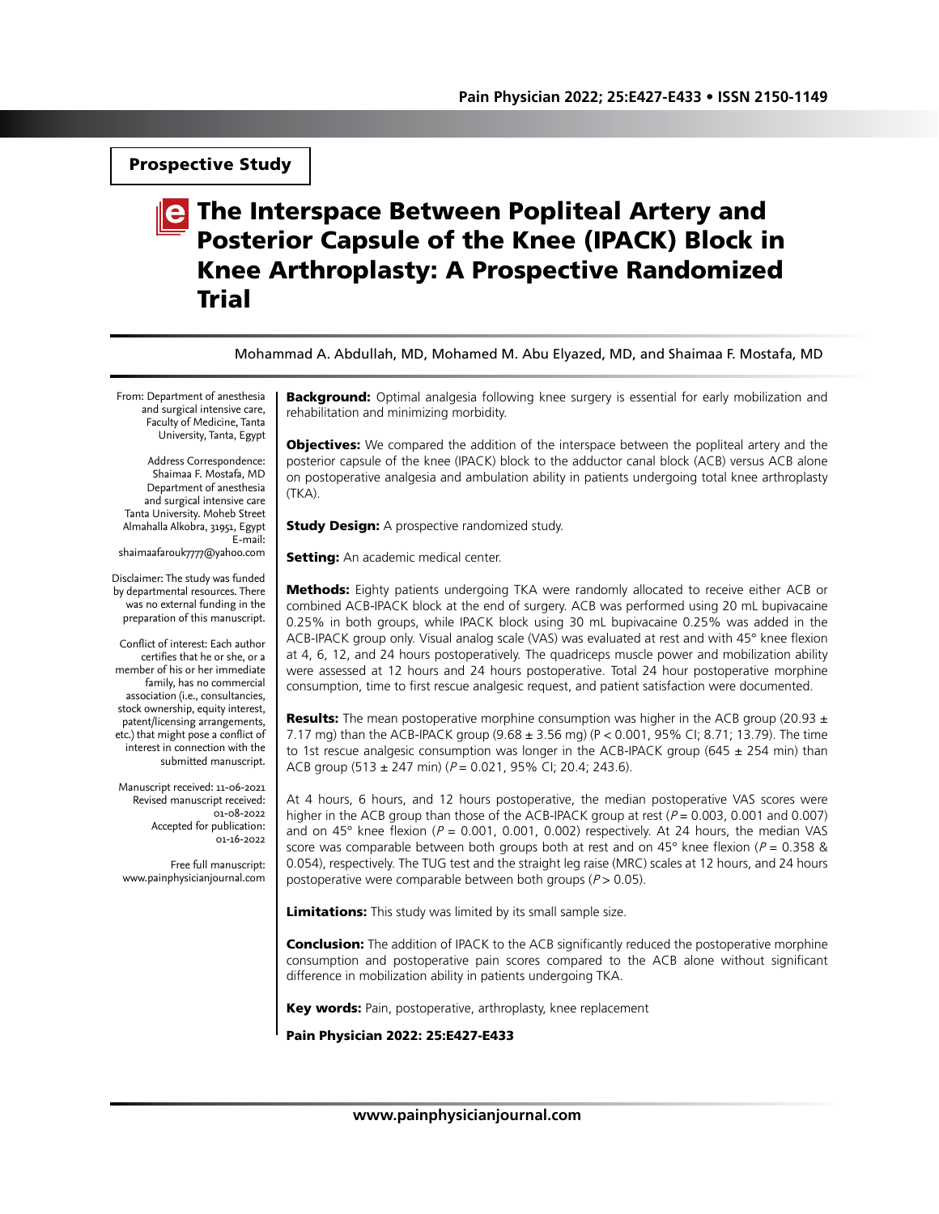**Prospective Study**

# The Interspace Between Popliteal Artery and Posterior Capsule of the Knee (IPACK) Block in Knee Arthroplasty: A Prospective Randomized Trial

Mohammad A. Abdullah, MD, Mohamed M. Abu Elyazed, MD, and Shaimaa F. Mostafa, MD

From: Department of anesthesia and surgical intensive care, Faculty of Medicine, Tanta University, Egypt

Address Correspondence:
Shaimaa F. Mostafa, MD
Department of anesthesia and surgical intensive care
Tanta University. Moheb Street Almahalla Alkobra, 31951, Egypt
E-mail: shaimaafarouk7777@yahoo.com

Disclaimer: The study was funded by departmental resources. There was no external funding in the preparation of this manuscript.

Conflict of interest: Each author certifies that he or she, or a member of his or her immediate family, has no commercial association (i.e., consultancies, stock ownership, equity interest, patent/licensing arrangements, etc.) that might pose a conflict of interest in connection with the submitted manuscript.

Manuscript received: 11-06-2021
Revised manuscript received: 01-08-2022
Accepted for publication: 01-16-2022

Free full manuscript: www.painphysicianjournal.com

**Background:** Optimal analgesia following knee surgery is essential for early mobilization and rehabilitation and minimizing morbidity.

**Objectives:** We compared the addition of the interspace between the popliteal artery and the posterior capsule of the knee (IPACK) block to the adductor canal block (ACB) versus ACB alone on postoperative analgesia and ambulation ability in patients undergoing total knee arthroplasty (TKA).

**Study Design:** A prospective randomized study.

**Setting:** An academic medical center.

**Methods:** Eighty patients undergoing TKA were randomly allocated to receive either ACB or combined ACB-IPACK block at the end of surgery. ACB was performed using 20 mL bupivacaine 0.25% in both groups, while IPACK block using 30 mL bupivacaine 0.25% was added in the ACB-IPACK group only. Visual analog scale (VAS) was evaluated at rest and with 45° knee flexion at 4, 6, 12, and 24 hours postoperatively. The quadriceps muscle power and mobilization ability were assessed at 12 hours and 24 hours postoperative. Total 24 hour postoperative morphine consumption, time to first rescue analgesic request, and patient satisfaction were documented.

**Results:** The mean postoperative morphine consumption was higher in the ACB group (20.93 ± 7.17 mg) than the ACB-IPACK group (9.68 ± 3.56 mg) ($P < 0.001$, 95% CI; 8.71; 13.79). The time to 1st rescue analgesic consumption was longer in the ACB-IPACK group (645 ± 254 min) than ACB group (513 ± 247 min) ($P = 0.021$, 95% CI; 20.4; 243.6).

At 4 hours, 6 hours, and 12 hours postoperative, the median postoperative VAS scores were higher in the ACB group than those of the ACB-IPACK group at rest ($P = 0.003$, 0.001 and 0.007) and on 45° knee flexion ($P = 0.001$, 0.001, 0.002) respectively. At 24 hours, the median VAS score was comparable between both groups both at rest and on 45° knee flexion ($P = 0.358$ & 0.054), respectively. The TUG test and the straight leg raise (MRC) scales at 12 hours, and 24 hours postoperative were comparable between both groups ($P > 0.05$).

**Limitations:** This study was limited by its small sample size.

**Conclusion:** The addition of IPACK to the ACB significantly reduced the postoperative morphine consumption and postoperative pain scores compared to the ACB alone without significant difference in mobilization ability in patients undergoing TKA.

**Key words:** Pain, postoperative, arthroplasty, knee replacement

**Pain Physician 2022: 25:E427-E433**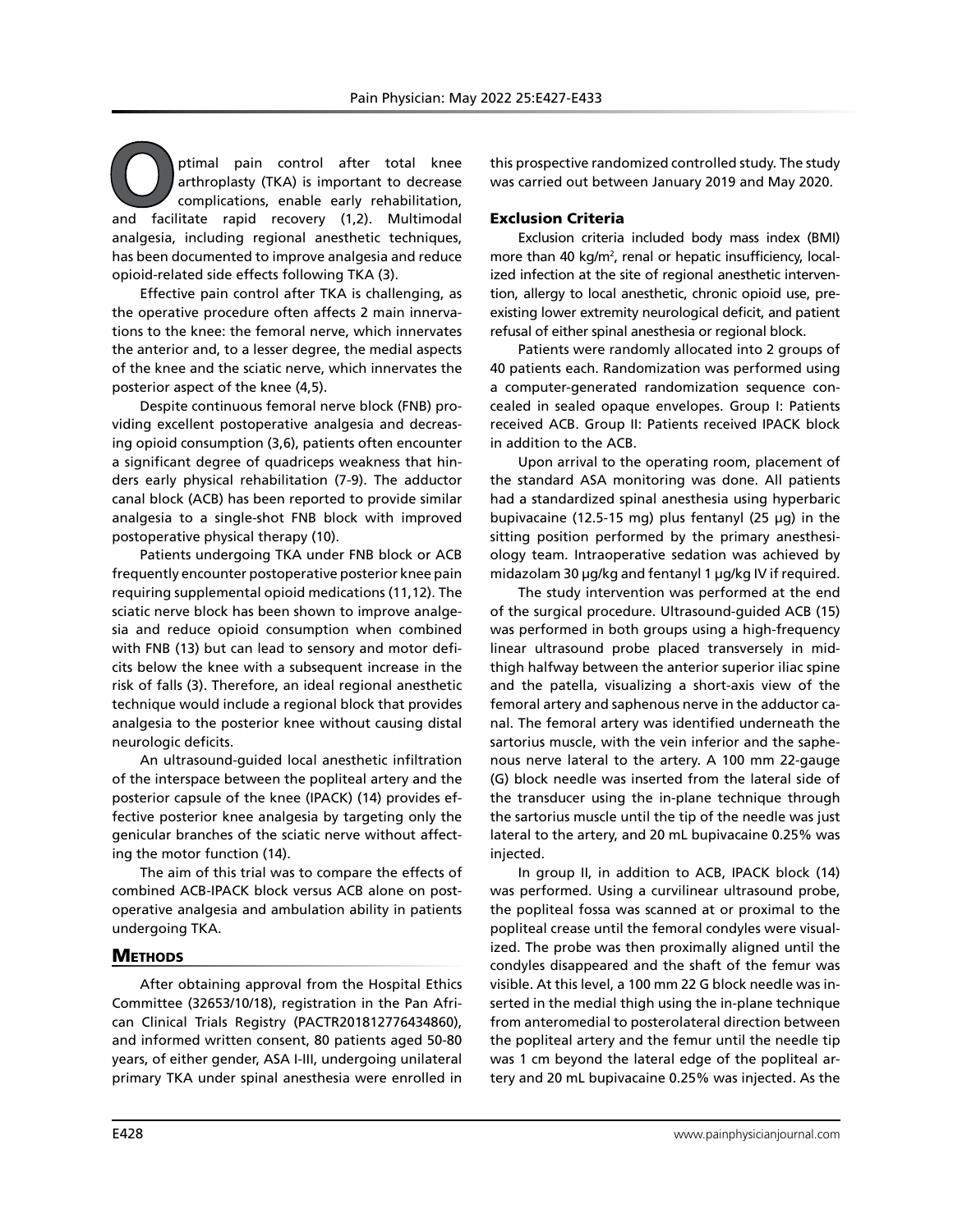Optimal pain control after total knee arthroplasty (TKA) is important to decrease complications, enable early rehabilitation, and facilitate rapid recovery (1,2). Multimodal analgesia, including regional anesthetic techniques, has been documented to improve analgesia and reduce opioid-related side effects following TKA (3).

Effective pain control after TKA is challenging, as the operative procedure often affects 2 main innervations to the knee: the femoral nerve, which innervates the anterior and, to a lesser degree, the medial aspects of the knee and the sciatic nerve, which innervates the posterior aspect of the knee (4,5).

Despite continuous femoral nerve block (FNB) providing excellent postoperative analgesia and decreasing opioid consumption (3,6), patients often encounter a significant degree of quadriceps weakness that hinders early physical rehabilitation (7-9). The adductor canal block (ACB) has been reported to provide similar analgesia to a single-shot FNB block with improved postoperative physical therapy (10).

Patients undergoing TKA under FNB block or ACB frequently encounter postoperative posterior knee pain requiring supplemental opioid medications (11,12). The sciatic nerve block has been shown to improve analgesia and reduce opioid consumption when combined with FNB (13) but can lead to sensory and motor deficits below the knee with a subsequent increase in the risk of falls (3). Therefore, an ideal regional anesthetic technique would include a regional block that provides analgesia to the posterior knee without causing distal neurologic deficits.

An ultrasound-guided local anesthetic infiltration of the interspace between the popliteal artery and the posterior capsule of the knee (IPACK) (14) provides effective posterior knee analgesia by targeting only the genicular branches of the sciatic nerve without affecting the motor function (14).

The aim of this trial was to compare the effects of combined ACB-IPACK block versus ACB alone on postoperative analgesia and ambulation ability in patients undergoing TKA.

## Methods

After obtaining approval from the Hospital Ethics Committee (32653/10/18), registration in the Pan African Clinical Trials Registry (PACTR201812776434860), and informed written consent, 80 patients aged 50-80 years, of either gender, ASA I-III, undergoing unilateral primary TKA under spinal anesthesia were enrolled in this prospective randomized controlled study. The study was carried out between January 2019 and May 2020.

### Exclusion Criteria

Exclusion criteria included body mass index (BMI) more than 40 kg/m$^2$, renal or hepatic insufficiency, localized infection at the site of regional anesthetic intervention, allergy to local anesthetic, chronic opioid use, preexisting lower extremity neurological deficit, and patient refusal of either spinal anesthesia or regional block.

Patients were randomly allocated into 2 groups of 40 patients each. Randomization was performed using a computer-generated randomization sequence concealed in sealed opaque envelopes. Group I: Patients received ACB. Group II: Patients received IPACK block in addition to the ACB.

Upon arrival to the operating room, placement of the standard ASA monitoring was done. All patients had a standardized spinal anesthesia using hyperbaric bupivacaine (12.5-15 mg) plus fentanyl (25 µg) in the sitting position performed by the primary anesthesiology team. Intraoperative sedation was achieved by midazolam 30 µg/kg and fentanyl 1 µg/kg IV if required.

The study intervention was performed at the end of the surgical procedure. Ultrasound-guided ACB (15) was performed in both groups using a high-frequency linear ultrasound probe placed transversely in midthigh halfway between the anterior superior iliac spine and the patella, visualizing a short-axis view of the femoral artery and saphenous nerve in the adductor canal. The femoral artery was identified underneath the sartorius muscle, with the vein inferior and the saphenous nerve lateral to the artery. A 100 mm 22-gauge (G) block needle was inserted from the lateral side of the transducer using the in-plane technique through the sartorius muscle until the tip of the needle was just lateral to the artery, and 20 mL bupivacaine 0.25% was injected.

In group II, in addition to ACB, IPACK block (14) was performed. Using a curvilinear ultrasound probe, the popliteal fossa was scanned at or proximal to the popliteal crease until the femoral condyles were visualized. The probe was then proximally aligned until the condyles disappeared and the shaft of the femur was visible. At this level, a 100 mm 22 G block needle was inserted in the medial thigh using the in-plane technique from anteromedial to posterolateral direction between the popliteal artery and the femur until the needle tip was 1 cm beyond the lateral edge of the popliteal artery and 20 mL bupivacaine 0.25% was injected. As the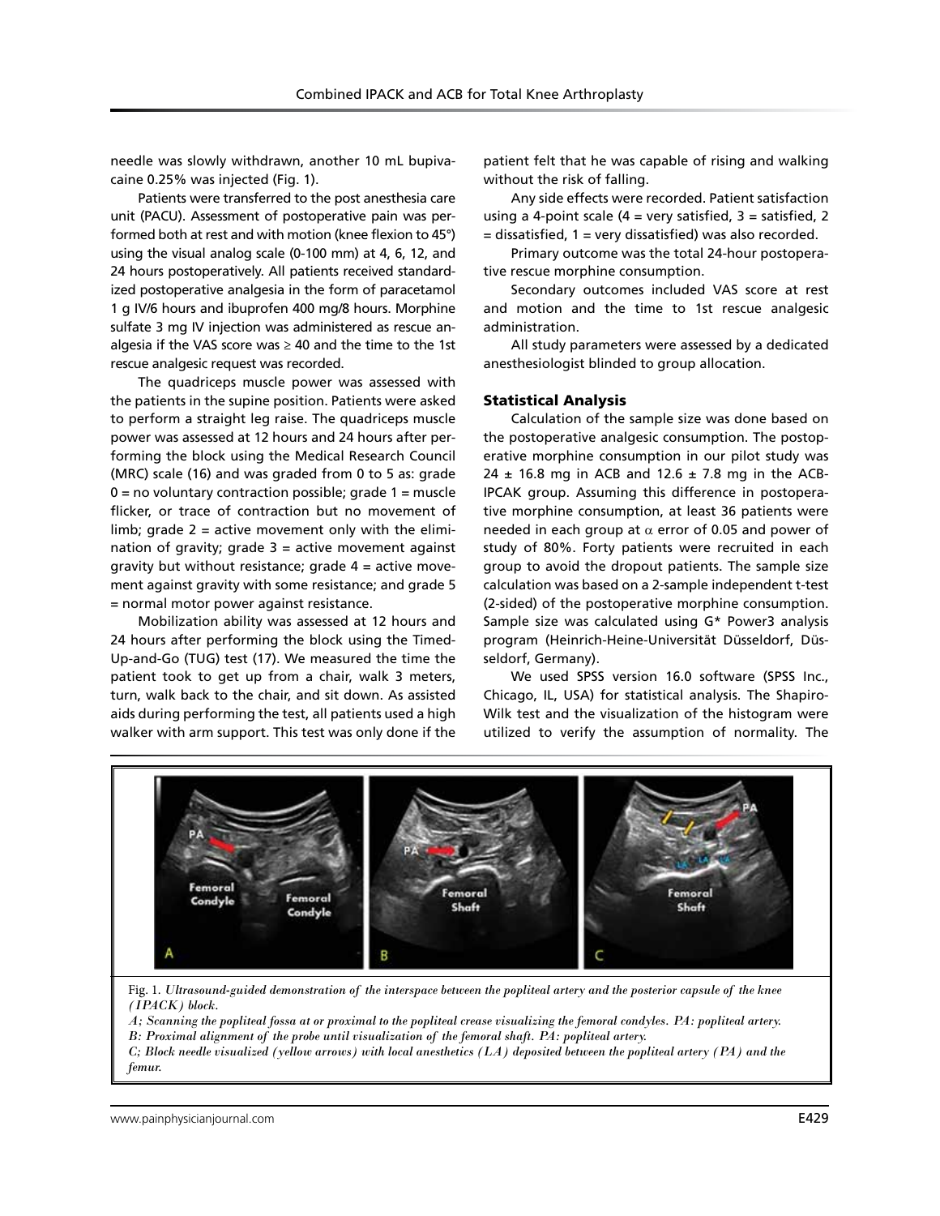needle was slowly withdrawn, another 10 mL bupivacaine 0.25% was injected (Fig. 1).

Patients were transferred to the post anesthesia care unit (PACU). Assessment of postoperative pain was performed both at rest and with motion (knee flexion to 45°) using the visual analog scale (0-100 mm) at 4, 6, 12, and 24 hours postoperatively. All patients received standardized postoperative analgesia in the form of paracetamol 1 g IV/6 hours and ibuprofen 400 mg/8 hours. Morphine sulfate 3 mg IV injection was administered as rescue analgesia if the VAS score was ≥ 40 and the time to the 1st rescue analgesic request was recorded.

The quadriceps muscle power was assessed with the patients in the supine position. Patients were asked to perform a straight leg raise. The quadriceps muscle power was assessed at 12 hours and 24 hours after performing the block using the Medical Research Council (MRC) scale (16) and was graded from 0 to 5 as: grade 0 = no voluntary contraction possible; grade 1 = muscle flicker, or trace of contraction but no movement of limb; grade 2 = active movement only with the elimination of gravity; grade 3 = active movement against gravity but without resistance; grade 4 = active movement against gravity with some resistance; and grade 5 = normal motor power against resistance.

Mobilization ability was assessed at 12 hours and 24 hours after performing the block using the Timed-Up-and-Go (TUG) test (17). We measured the time the patient took to get up from a chair, walk 3 meters, turn, walk back to the chair, and sit down. As assisted aids during performing the test, all patients used a high walker with arm support. This test was only done if the patient felt that he was capable of rising and walking without the risk of falling.

Any side effects were recorded. Patient satisfaction using a 4-point scale (4 = very satisfied, 3 = satisfied, 2 = dissatisfied, 1 = very dissatisfied) was also recorded.

Primary outcome was the total 24-hour postoperative rescue morphine consumption.

Secondary outcomes included VAS score at rest and motion and the time to 1st rescue analgesic administration.

All study parameters were assessed by a dedicated anesthesiologist blinded to group allocation.

### Statistical Analysis

Calculation of the sample size was done based on the postoperative analgesic consumption. The postoperative morphine consumption in our pilot study was 24 ± 16.8 mg in ACB and 12.6 ± 7.8 mg in the ACB-IPCAK group. Assuming this difference in postoperative morphine consumption, at least 36 patients were needed in each group at $\alpha$ error of 0.05 and power of study of 80%. Forty patients were recruited in each group to avoid the dropout patients. The sample size calculation was based on a 2-sample independent t-test (2-sided) of the postoperative morphine consumption. Sample size was calculated using G* Power3 analysis program (Heinrich-Heine-Universität Düsseldorf, Düsseldorf, Germany).

We used SPSS version 16.0 software (SPSS Inc., Chicago, IL, USA) for statistical analysis. The Shapiro-Wilk test and the visualization of the histogram were utilized to verify the assumption of normality. The

Fig. 1. *Ultrasound-guided demonstration of the interspace between the popliteal artery and the posterior capsule of the knee (IPACK) block.*
*A; Scanning the popliteal fossa at or proximal to the popliteal crease visualizing the femoral condyles. PA: popliteal artery.*
*B: Proximal alignment of the probe until visualization of the femoral shaft. PA: popliteal artery.*
*C; Block needle visualized (yellow arrows) with local anesthetics (LA) deposited between the popliteal artery (PA) and the femur.*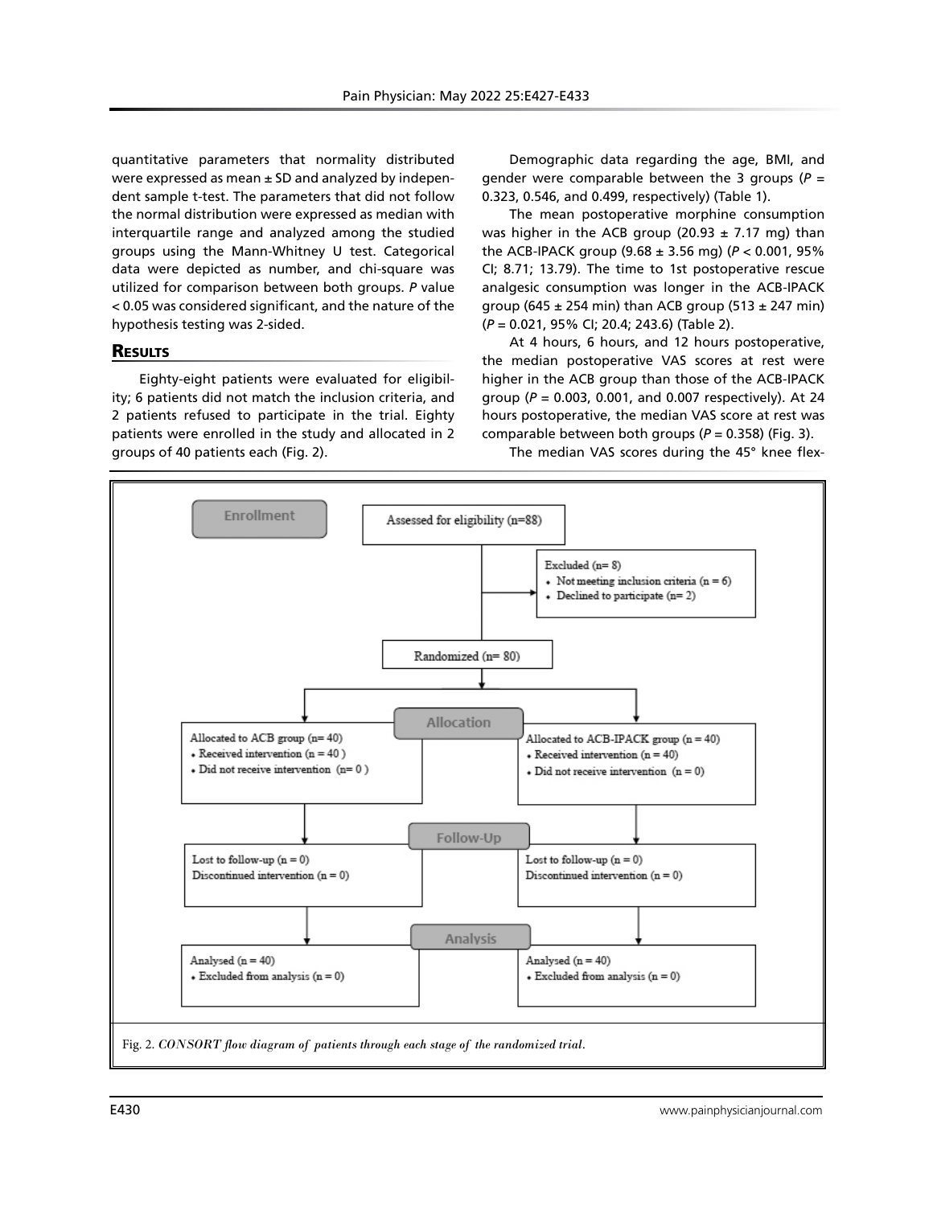quantitative parameters that normality distributed were expressed as mean ± SD and analyzed by independent sample t-test. The parameters that did not follow the normal distribution were expressed as median with interquartile range and analyzed among the studied groups using the Mann-Whitney U test. Categorical data were depicted as number, and chi-square was utilized for comparison between both groups. *P* value < 0.05 was considered significant, and the nature of the hypothesis testing was 2-sided.

## Results

Eighty-eight patients were evaluated for eligibility; 6 patients did not match the inclusion criteria, and 2 patients refused to participate in the trial. Eighty patients were enrolled in the study and allocated in 2 groups of 40 patients each (Fig. 2).

Demographic data regarding the age, BMI, and gender were comparable between the 3 groups (*P* = 0.323, 0.546, and 0.499, respectively) (Table 1).

The mean postoperative morphine consumption was higher in the ACB group (20.93 ± 7.17 mg) than the ACB-IPACK group (9.68 ± 3.56 mg) (*P* < 0.001, 95% CI; 8.71; 13.79). The time to 1st postoperative rescue analgesic consumption was longer in the ACB-IPACK group (645 ± 254 min) than ACB group (513 ± 247 min) (*P* = 0.021, 95% CI; 20.4; 243.6) (Table 2).

At 4 hours, 6 hours, and 12 hours postoperative, the median postoperative VAS scores at rest were higher in the ACB group than those of the ACB-IPACK group (*P* = 0.003, 0.001, and 0.007 respectively). At 24 hours postoperative, the median VAS score at rest was comparable between both groups (*P* = 0.358) (Fig. 3).

The median VAS scores during the 45° knee flex-

Enrollment

Assessed for eligibility (n=88)

Excluded (n= 8)
- Not meeting inclusion criteria (n = 6)
- Declined to participate (n= 2)

Randomized (n= 80)

Allocation

Allocated to ACB group (n= 40)
- Received intervention (n = 40 )
- Did not receive intervention (n= 0 )

Allocated to ACB-IPACK group (n = 40)
- Received intervention (n = 40)
- Did not receive intervention (n = 0)

Follow-Up

Lost to follow-up (n = 0)
Discontinued intervention (n = 0)

Lost to follow-up (n = 0)
Discontinued intervention (n = 0)

Analysis

Analysed (n = 40)
- Excluded from analysis (n = 0)

Analysed (n = 40)
- Excluded from analysis (n = 0)

Fig. 2. *CONSORT flow diagram of patients through each stage of the randomized trial.*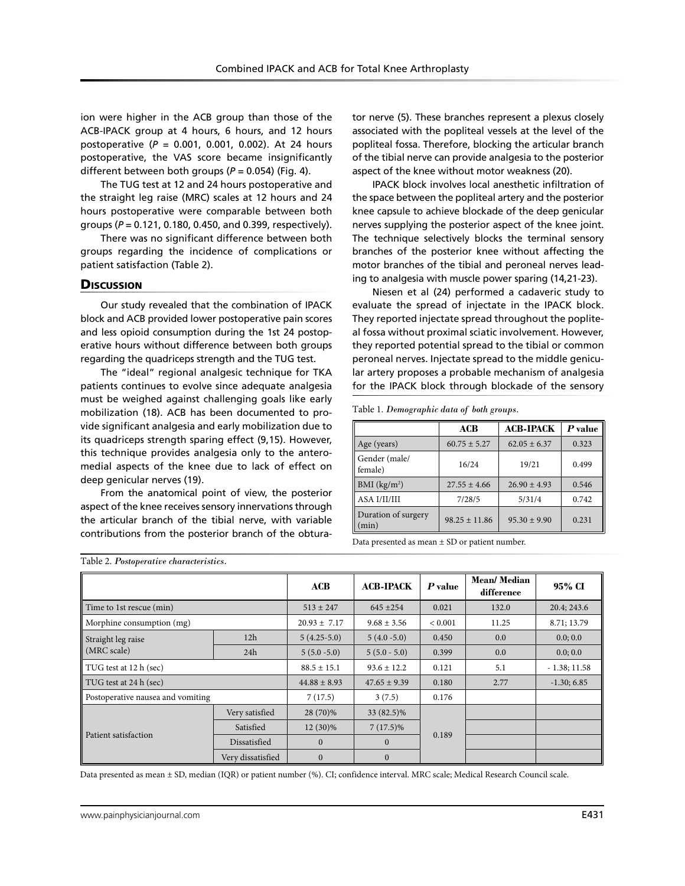ion were higher in the ACB group than those of the ACB-IPACK group at 4 hours, 6 hours, and 12 hours postoperative ($P$ = 0.001, 0.001, 0.002). At 24 hours postoperative, the VAS score became insignificantly different between both groups ($P$ = 0.054) (Fig. 4).

The TUG test at 12 and 24 hours postoperative and the straight leg raise (MRC) scales at 12 hours and 24 hours postoperative were comparable between both groups ($P$ = 0.121, 0.180, 0.450, and 0.399, respectively).

There was no significant difference between both groups regarding the incidence of complications or patient satisfaction (Table 2).

## Discussion

Our study revealed that the combination of IPACK block and ACB provided lower postoperative pain scores and less opioid consumption during the 1st 24 postoperative hours without difference between both groups regarding the quadriceps strength and the TUG test.

The "ideal" regional analgesic technique for TKA patients continues to evolve since adequate analgesia must be weighed against challenging goals like early mobilization (18). ACB has been documented to provide significant analgesia and early mobilization due to its quadriceps strength sparing effect (9,15). However, this technique provides analgesia only to the anteromedial aspects of the knee due to lack of effect on deep genicular nerves (19).

From the anatomical point of view, the posterior aspect of the knee receives sensory innervations through the articular branch of the tibial nerve, with variable contributions from the posterior branch of the obturator nerve (5). These branches represent a plexus closely associated with the popliteal vessels at the level of the popliteal fossa. Therefore, blocking the articular branch of the tibial nerve can provide analgesia to the posterior aspect of the knee without motor weakness (20).

IPACK block involves local anesthetic infiltration of the space between the popliteal artery and the posterior knee capsule to achieve blockade of the deep genicular nerves supplying the posterior aspect of the knee joint. The technique selectively blocks the terminal sensory branches of the posterior knee without affecting the motor branches of the tibial and peroneal nerves leading to analgesia with muscle power sparing (14,21-23).

Niesen et al (24) performed a cadaveric study to evaluate the spread of injectate in the IPACK block. They reported injectate spread throughout the popliteal fossa without proximal sciatic involvement. However, they reported potential spread to the tibial or common peroneal nerves. Injectate spread to the middle genicular artery proposes a probable mechanism of analgesia for the IPACK block through blockade of the sensory

Table 1. *Demographic data of both groups.*

| | ACB | ACB-IPACK | $P$ value |
|---|---|---|---|
| Age (years) | 60.75 ± 5.27 | 62.05 ± 6.37 | 0.323 |
| Gender (male/female) | 16/24 | 19/21 | 0.499 |
| BMI (kg/m$^2$) | 27.55 ± 4.66 | 26.90 ± 4.93 | 0.546 |
| ASA I/II/III | 7/28/5 | 5/31/4 | 0.742 |
| Duration of surgery (min) | 98.25 ± 11.86 | 95.30 ± 9.90 | 0.231 |

Data presented as mean ± SD or patient number.

Table 2. *Postoperative characteristics.*

| | | ACB | ACB-IPACK | $P$ value | Mean/ Median difference | 95% CI |
|---|---|---|---|---|---|---|
| Time to 1st rescue (min) | | 513 ± 247 | 645 ±254 | 0.021 | 132.0 | 20.4; 243.6 |
| Morphine consumption (mg) | | 20.93 ± 7.17 | 9.68 ± 3.56 | < 0.001 | 11.25 | 8.71; 13.79 |
| Straight leg raise (MRC scale) | 12h | 5 (4.25-5.0) | 5 (4.0 -5.0) | 0.450 | 0.0 | 0.0; 0.0 |
| | 24h | 5 (5.0 -5.0) | 5 (5.0 - 5.0) | 0.399 | 0.0 | 0.0; 0.0 |
| TUG test at 12 h (sec) | | 88.5 ± 15.1 | 93.6 ± 12.2 | 0.121 | 5.1 | - 1.38; 11.58 |
| TUG test at 24 h (sec) | | 44.88 ± 8.93 | 47.65 ± 9.39 | 0.180 | 2.77 | -1.30; 6.85 |
| Postoperative nausea and vomiting | | 7 (17.5) | 3 (7.5) | 0.176 | | |
| Patient satisfaction | Very satisfied | 28 (70)% | 33 (82.5)% | 0.189 | | |
| | Satisfied | 12 (30)% | 7 (17.5)% | | | |
| | Dissatisfied | 0 | 0 | | | |
| | Very dissatisfied | 0 | 0 | | | |

Data presented as mean ± SD, median (IQR) or patient number (%). CI; confidence interval. MRC scale; Medical Research Council scale.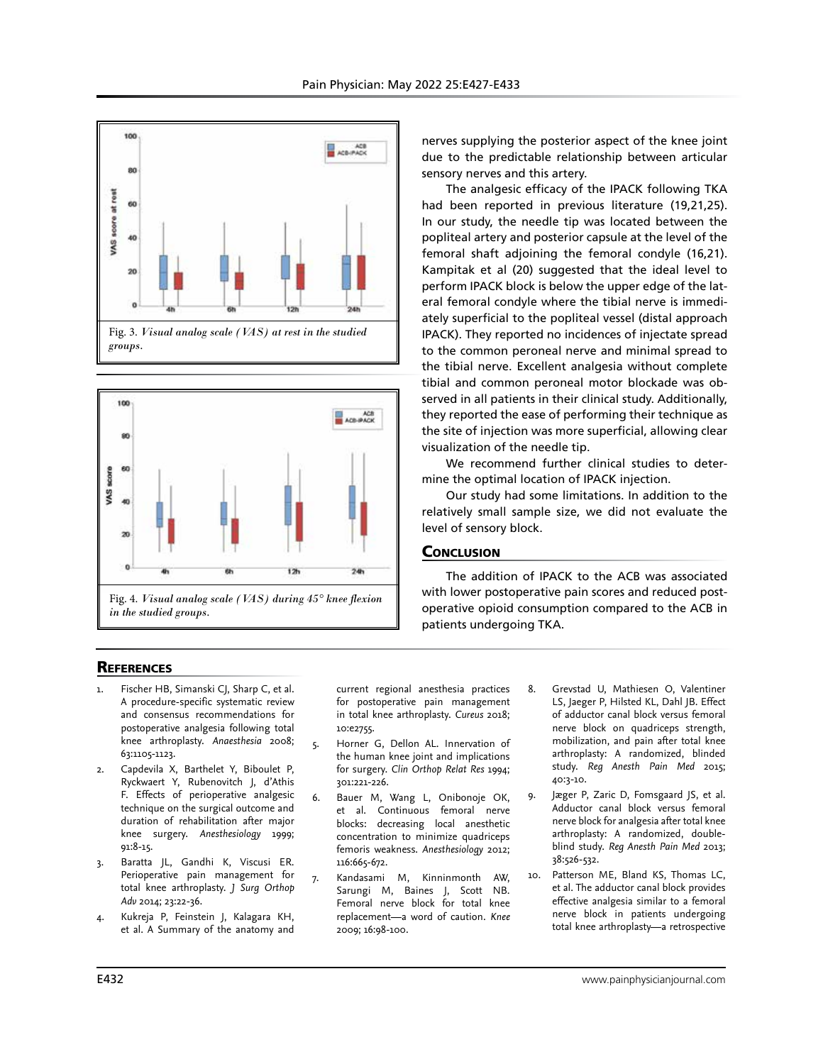Fig. 3. *Visual analog scale (VAS) at rest in the studied groups.*

Fig. 4. *Visual analog scale (VAS) during 45° knee flexion in the studied groups.*

nerves supplying the posterior aspect of the knee joint due to the predictable relationship between articular sensory nerves and this artery.

The analgesic efficacy of the IPACK following TKA had been reported in previous literature (19,21,25). In our study, the needle tip was located between the popliteal artery and posterior capsule at the level of the femoral shaft adjoining the femoral condyle (16,21). Kampitak et al (20) suggested that the ideal level to perform IPACK block is below the upper edge of the lateral femoral condyle where the tibial nerve is immediately superficial to the popliteal vessel (distal approach IPACK). They reported no incidences of injectate spread to the common peroneal nerve and minimal spread to the tibial nerve. Excellent analgesia without complete tibial and common peroneal motor blockade was observed in all patients in their clinical study. Additionally, they reported the ease of performing their technique as the site of injection was more superficial, allowing clear visualization of the needle tip.

We recommend further clinical studies to determine the optimal location of IPACK injection.

Our study had some limitations. In addition to the relatively small sample size, we did not evaluate the level of sensory block.

## Conclusion

The addition of IPACK to the ACB was associated with lower postoperative pain scores and reduced postoperative opioid consumption compared to the ACB in patients undergoing TKA.

## References

1. Fischer HB, Simanski CJ, Sharp C, et al. A procedure-specific systematic review and consensus recommendations for postoperative analgesia following total knee arthroplasty. *Anaesthesia* 2008; 63:1105-1123.
2. Capdevila X, Barthelet Y, Biboulet P, Ryckwaert Y, Rubenovitch J, d'Athis F. Effects of perioperative analgesic technique on the surgical outcome and duration of rehabilitation after major knee surgery. *Anesthesiology* 1999; 91:8-15.
3. Baratta JL, Gandhi K, Viscusi ER. Perioperative pain management for total knee arthroplasty. *J Surg Orthop Adv* 2014; 23:22-36.
4. Kukreja P, Feinstein J, Kalagara KH, et al. A Summary of the anatomy and current regional anesthesia practices for postoperative pain management in total knee arthroplasty. *Cureus* 2018; 10:e2755.
5. Horner G, Dellon AL. Innervation of the human knee joint and implications for surgery. *Clin Orthop Relat Res* 1994; 301:221-226.
6. Bauer M, Wang L, Onibonoje OK, et al. Continuous femoral nerve blocks: decreasing local anesthetic concentration to minimize quadriceps femoris weakness. *Anesthesiology* 2012; 116:665-672.
7. Kandasami M, Kinninmonth AW, Sarungi M, Baines J, Scott NB. Femoral nerve block for total knee replacement—a word of caution. *Knee* 2009; 16:98-100.
8. Grevstad U, Mathiesen O, Valentiner LS, Jaeger P, Hilsted KL, Dahl JB. Effect of adductor canal block versus femoral nerve block on quadriceps strength, mobilization, and pain after total knee arthroplasty: A randomized, blinded study. *Reg Anesth Pain Med* 2015; 40:3-10.
9. Jæger P, Zaric D, Fomsgaard JS, et al. Adductor canal block versus femoral nerve block for analgesia after total knee arthroplasty: A randomized, double-blind study. *Reg Anesth Pain Med* 2013; 38:526-532.
10. Patterson ME, Bland KS, Thomas LC, et al. The adductor canal block provides effective analgesia similar to a femoral nerve block in patients undergoing total knee arthroplasty—a retrospective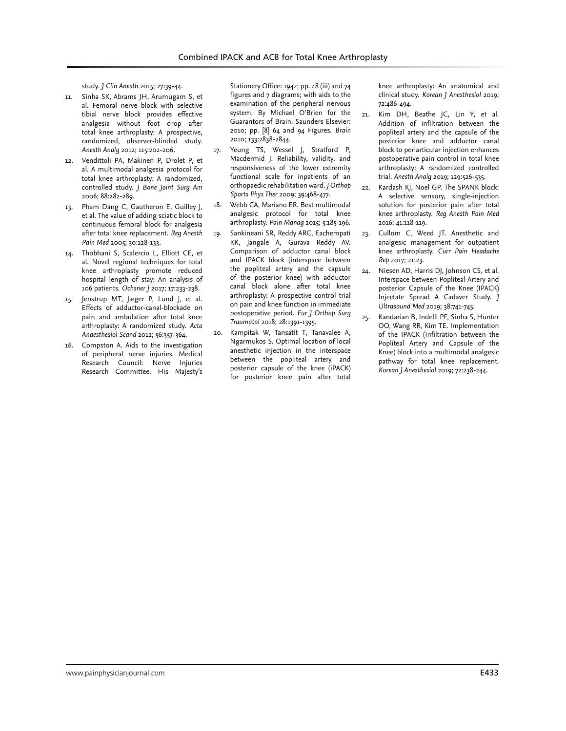study. *J Clin Anesth* 2015; 27:39-44.

11. Sinha SK, Abrams JH, Arumugam S, et al. Femoral nerve block with selective tibial nerve block provides effective analgesia without foot drop after total knee arthroplasty: A prospective, randomized, observer-blinded study. *Anesth Analg* 2012; 115:202-206.
12. Vendittoli PA, Makinen P, Drolet P, et al. A multimodal analgesia protocol for total knee arthroplasty: A randomized, controlled study. *J Bone Joint Surg Am* 2006; 88:282-289.
13. Pham Dang C, Gautheron E, Guilley J, et al. The value of adding sciatic block to continuous femoral block for analgesia after total knee replacement. *Reg Anesth Pain Med* 2005; 30:128-133.
14. Thobhani S, Scalercio L, Elliott CE, et al. Novel regional techniques for total knee arthroplasty promote reduced hospital length of stay: An analysis of 106 patients. *Ochsner J* 2017; 17:233-238.
15. Jenstrup MT, Jæger P, Lund J, et al. Effects of adductor-canal-blockade on pain and ambulation after total knee arthroplasty: A randomized study. *Acta Anaesthesiol Scand* 2012; 56:357-364.
16. Compston A. Aids to the investigation of peripheral nerve injuries. Medical Research Council: Nerve Injuries Research Committee. His Majesty's Stationery Office: 1942; pp. 48 (iii) and 74 figures and 7 diagrams; with aids to the examination of the peripheral nervous system. By Michael O'Brien for the Guarantors of Brain. Saunders Elsevier: 2010; pp. [8] 64 and 94 Figures. *Brain* 2010; 133:2838-2844.
17. Yeung TS, Wessel J, Stratford P, Macdermid J. Reliability, validity, and responsiveness of the lower extremity functional scale for inpatients of an orthopaedic rehabilitation ward. *J Orthop Sports Phys Ther* 2009; 39:468-477.
18. Webb CA, Mariano ER. Best multimodal analgesic protocol for total knee arthroplasty. *Pain Manag* 2015; 5:185-196.
19. Sankineani SR, Reddy ARC, Eachempati KK, Jangale A, Gurava Reddy AV. Comparison of adductor canal block and IPACK block (interspace between the popliteal artery and the capsule of the posterior knee) with adductor canal block alone after total knee arthroplasty: A prospective control trial on pain and knee function in immediate postoperative period. *Eur J Orthop Surg Traumatol* 2018; 28:1391-1395.
20. Kampitak W, Tansatit T, Tanavalee A, Ngarmukos S. Optimal location of local anesthetic injection in the interspace between the popliteal artery and posterior capsule of the knee (iPACK) for posterior knee pain after total knee arthroplasty: An anatomical and clinical study. *Korean J Anesthesiol* 2019; 72:486-494.
21. Kim DH, Beathe JC, Lin Y, et al. Addition of infiltration between the popliteal artery and the capsule of the posterior knee and adductor canal block to periarticular injection enhances postoperative pain control in total knee arthroplasty: A randomized controlled trial. *Anesth Analg* 2019; 129:526-535.
22. Kardash KJ, Noel GP. The SPANK block: A selective sensory, single-injection solution for posterior pain after total knee arthroplasty. *Reg Anesth Pain Med* 2016; 41:118-119.
23. Cullom C, Weed JT. Anesthetic and analgesic management for outpatient knee arthroplasty. *Curr Pain Headache Rep* 2017; 21:23.
24. Niesen AD, Harris DJ, Johnson CS, et al. Interspace between Popliteal Artery and posterior Capsule of the Knee (IPACK) Injectate Spread A Cadaver Study. *J Ultrasound Med* 2019; 38:741-745.
25. Kandarian B, Indelli PF, Sinha S, Hunter OO, Wang RR, Kim TE. Implementation of the IPACK (Infiltration between the Popliteal Artery and Capsule of the Knee) block into a multimodal analgesic pathway for total knee replacement. *Korean J Anesthesiol* 2019; 72:238-244.